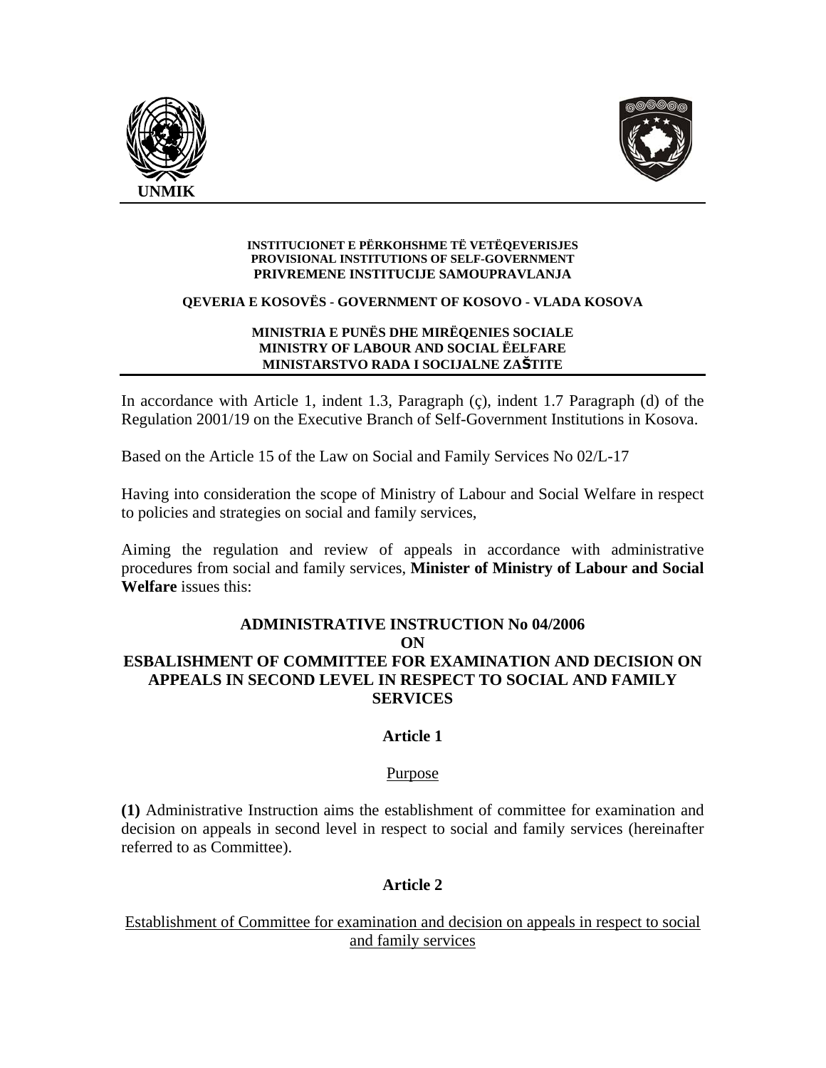UNMIK

**INSTITUCIONET E PËRKOHSHME TË VETËQEVERISJES**
**PROVISIONAL INSTITUTIONS OF SELF-GOVERNMENT**
**PRIVREMENE INSTITUCIJE SAMOUPRAVLANJA**

**QEVERIA E KOSOVËS - GOVERNMENT OF KOSOVO - VLADA KOSOVA**

**MINISTRIA E PUNËS DHE MIRËQENIES SOCIALE**
**MINISTRY OF LABOUR AND SOCIAL ËELFARE**
**MINISTARSTVO RADA I SOCIJALNE ZAŠTITE**

In accordance with Article 1, indent 1.3, Paragraph (ç), indent 1.7 Paragraph (d) of the Regulation 2001/19 on the Executive Branch of Self-Government Institutions in Kosova.

Based on the Article 15 of the Law on Social and Family Services No 02/L-17

Having into consideration the scope of Ministry of Labour and Social Welfare in respect to policies and strategies on social and family services,

Aiming the regulation and review of appeals in accordance with administrative procedures from social and family services, **Minister of Ministry of Labour and Social Welfare** issues this:

# ADMINISTRATIVE INSTRUCTION No 04/2006 ON ESBALISHMENT OF COMMITTEE FOR EXAMINATION AND DECISION ON APPEALS IN SECOND LEVEL IN RESPECT TO SOCIAL AND FAMILY SERVICES

## Article 1

Purpose

**(1)** Administrative Instruction aims the establishment of committee for examination and decision on appeals in second level in respect to social and family services (hereinafter referred to as Committee).

## Article 2

Establishment of Committee for examination and decision on appeals in respect to social and family services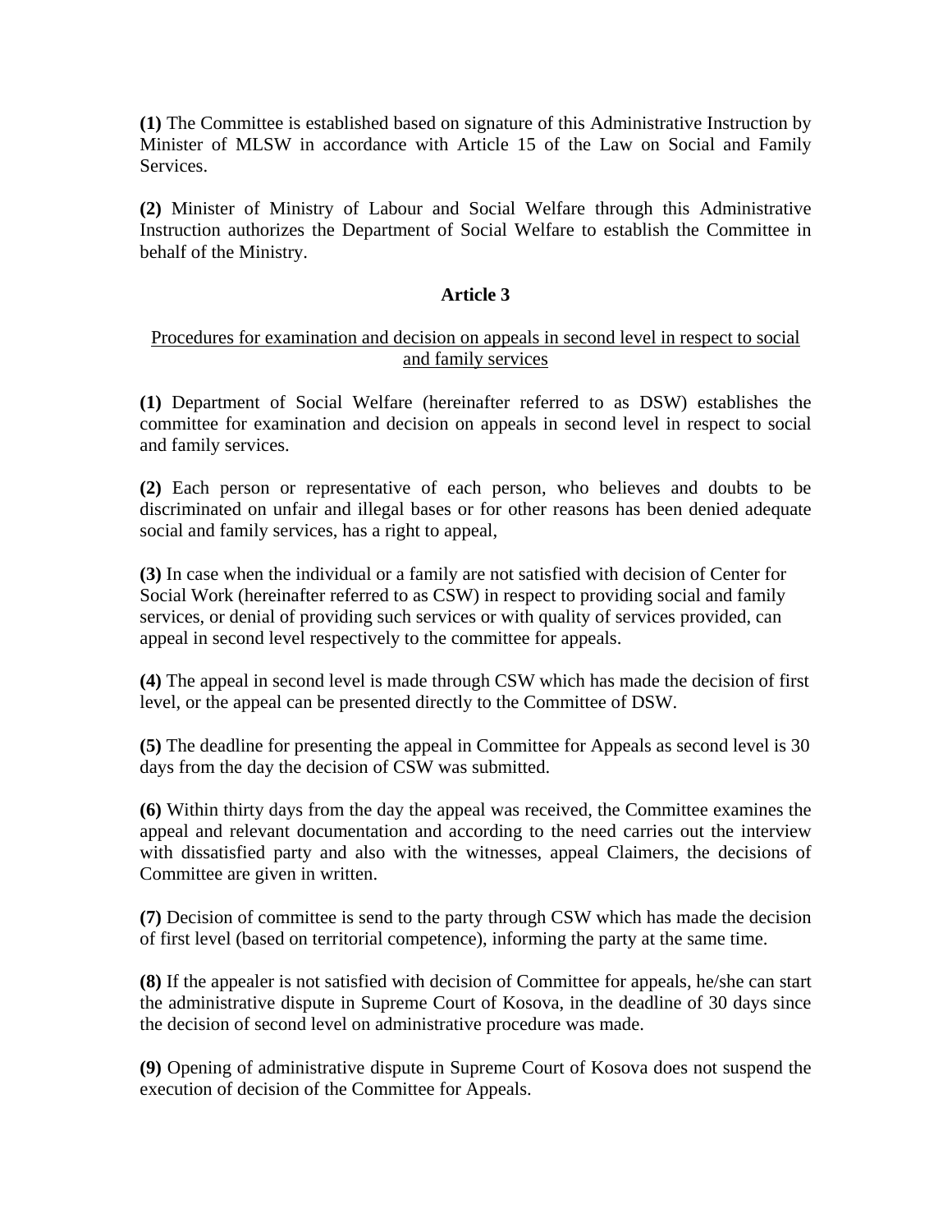**(1)** The Committee is established based on signature of this Administrative Instruction by Minister of MLSW in accordance with Article 15 of the Law on Social and Family Services.

**(2)** Minister of Ministry of Labour and Social Welfare through this Administrative Instruction authorizes the Department of Social Welfare to establish the Committee in behalf of the Ministry.

## Article 3

<u>Procedures for examination and decision on appeals in second level in respect to social and family services</u>

**(1)** Department of Social Welfare (hereinafter referred to as DSW) establishes the committee for examination and decision on appeals in second level in respect to social and family services.

**(2)** Each person or representative of each person, who believes and doubts to be discriminated on unfair and illegal bases or for other reasons has been denied adequate social and family services, has a right to appeal,

**(3)** In case when the individual or a family are not satisfied with decision of Center for Social Work (hereinafter referred to as CSW) in respect to providing social and family services, or denial of providing such services or with quality of services provided, can appeal in second level respectively to the committee for appeals.

**(4)** The appeal in second level is made through CSW which has made the decision of first level, or the appeal can be presented directly to the Committee of DSW.

**(5)** The deadline for presenting the appeal in Committee for Appeals as second level is 30 days from the day the decision of CSW was submitted.

**(6)** Within thirty days from the day the appeal was received, the Committee examines the appeal and relevant documentation and according to the need carries out the interview with dissatisfied party and also with the witnesses, appeal Claimers, the decisions of Committee are given in written.

**(7)** Decision of committee is send to the party through CSW which has made the decision of first level (based on territorial competence), informing the party at the same time.

**(8)** If the appealer is not satisfied with decision of Committee for appeals, he/she can start the administrative dispute in Supreme Court of Kosova, in the deadline of 30 days since the decision of second level on administrative procedure was made.

**(9)** Opening of administrative dispute in Supreme Court of Kosova does not suspend the execution of decision of the Committee for Appeals.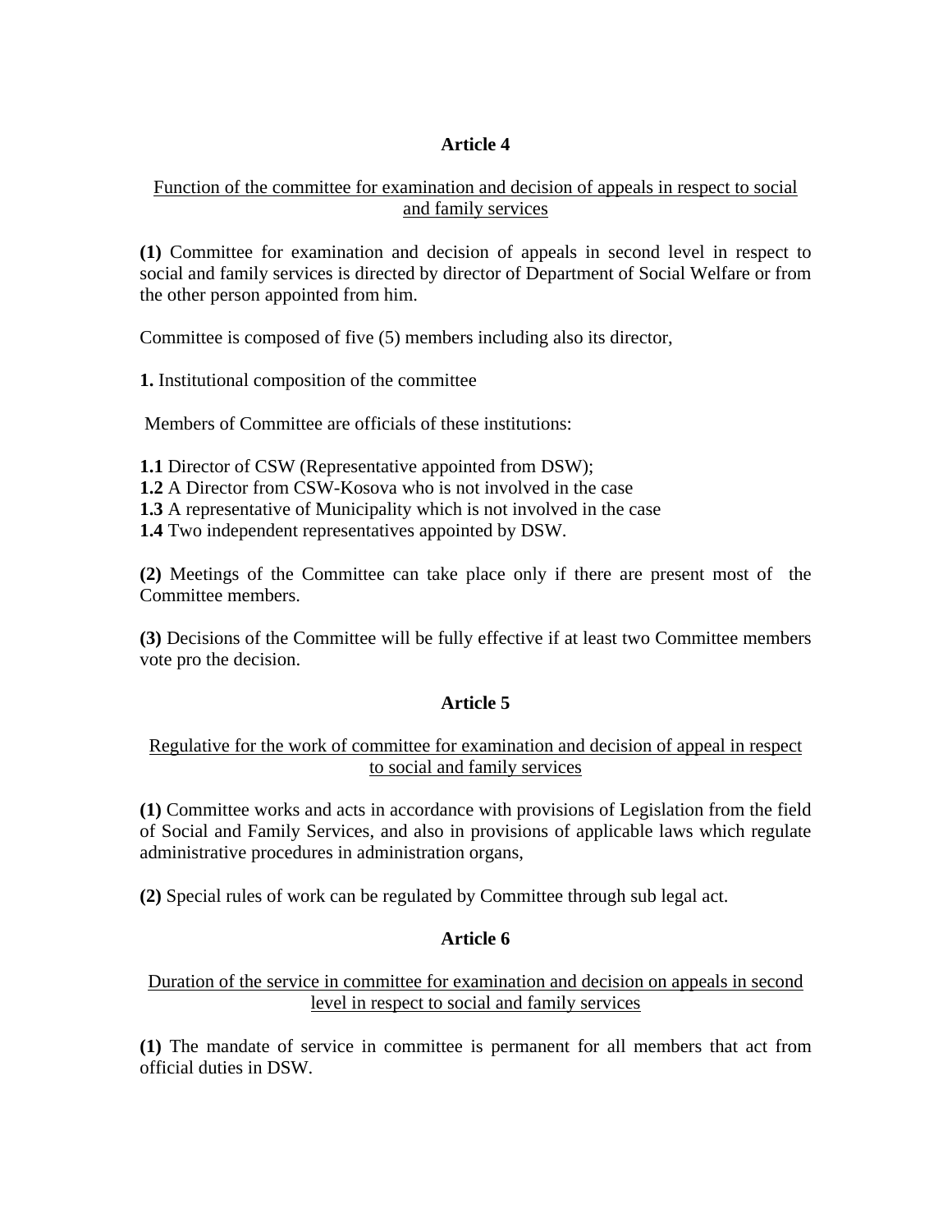## Article 4

Function of the committee for examination and decision of appeals in respect to social and family services

**(1)** Committee for examination and decision of appeals in second level in respect to social and family services is directed by director of Department of Social Welfare or from the other person appointed from him.

Committee is composed of five (5) members including also its director,

**1.** Institutional composition of the committee

Members of Committee are officials of these institutions:

**1.1** Director of CSW (Representative appointed from DSW);
**1.2** A Director from CSW-Kosova who is not involved in the case
**1.3** A representative of Municipality which is not involved in the case
**1.4** Two independent representatives appointed by DSW.

**(2)** Meetings of the Committee can take place only if there are present most of the Committee members.

**(3)** Decisions of the Committee will be fully effective if at least two Committee members vote pro the decision.

## Article 5

Regulative for the work of committee for examination and decision of appeal in respect to social and family services

**(1)** Committee works and acts in accordance with provisions of Legislation from the field of Social and Family Services, and also in provisions of applicable laws which regulate administrative procedures in administration organs,

**(2)** Special rules of work can be regulated by Committee through sub legal act.

## Article 6

Duration of the service in committee for examination and decision on appeals in second level in respect to social and family services

**(1)** The mandate of service in committee is permanent for all members that act from official duties in DSW.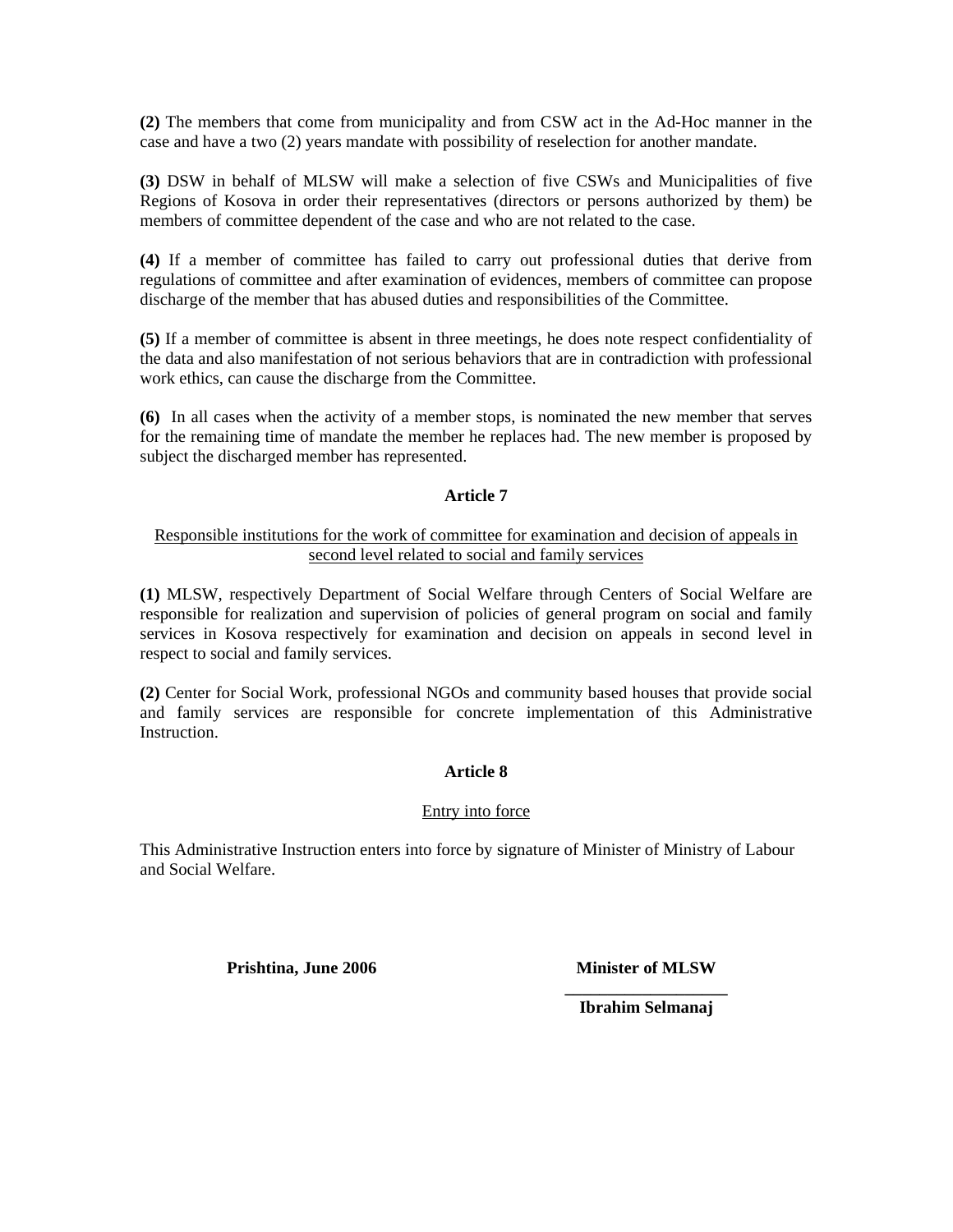**(2)** The members that come from municipality and from CSW act in the Ad-Hoc manner in the case and have a two (2) years mandate with possibility of reselection for another mandate.

**(3)** DSW in behalf of MLSW will make a selection of five CSWs and Municipalities of five Regions of Kosova in order their representatives (directors or persons authorized by them) be members of committee dependent of the case and who are not related to the case.

**(4)** If a member of committee has failed to carry out professional duties that derive from regulations of committee and after examination of evidences, members of committee can propose discharge of the member that has abused duties and responsibilities of the Committee.

**(5)** If a member of committee is absent in three meetings, he does note respect confidentiality of the data and also manifestation of not serious behaviors that are in contradiction with professional work ethics, can cause the discharge from the Committee.

**(6)** In all cases when the activity of a member stops, is nominated the new member that serves for the remaining time of mandate the member he replaces had. The new member is proposed by subject the discharged member has represented.

**Article 7**

Responsible institutions for the work of committee for examination and decision of appeals in second level related to social and family services

**(1)** MLSW, respectively Department of Social Welfare through Centers of Social Welfare are responsible for realization and supervision of policies of general program on social and family services in Kosova respectively for examination and decision on appeals in second level in respect to social and family services.

**(2)** Center for Social Work, professional NGOs and community based houses that provide social and family services are responsible for concrete implementation of this Administrative Instruction.

**Article 8**

Entry into force

This Administrative Instruction enters into force by signature of Minister of Ministry of Labour and Social Welfare.

**Prishtina, June 2006**

**Minister of MLSW**

___________________

**Ibrahim Selmanaj**